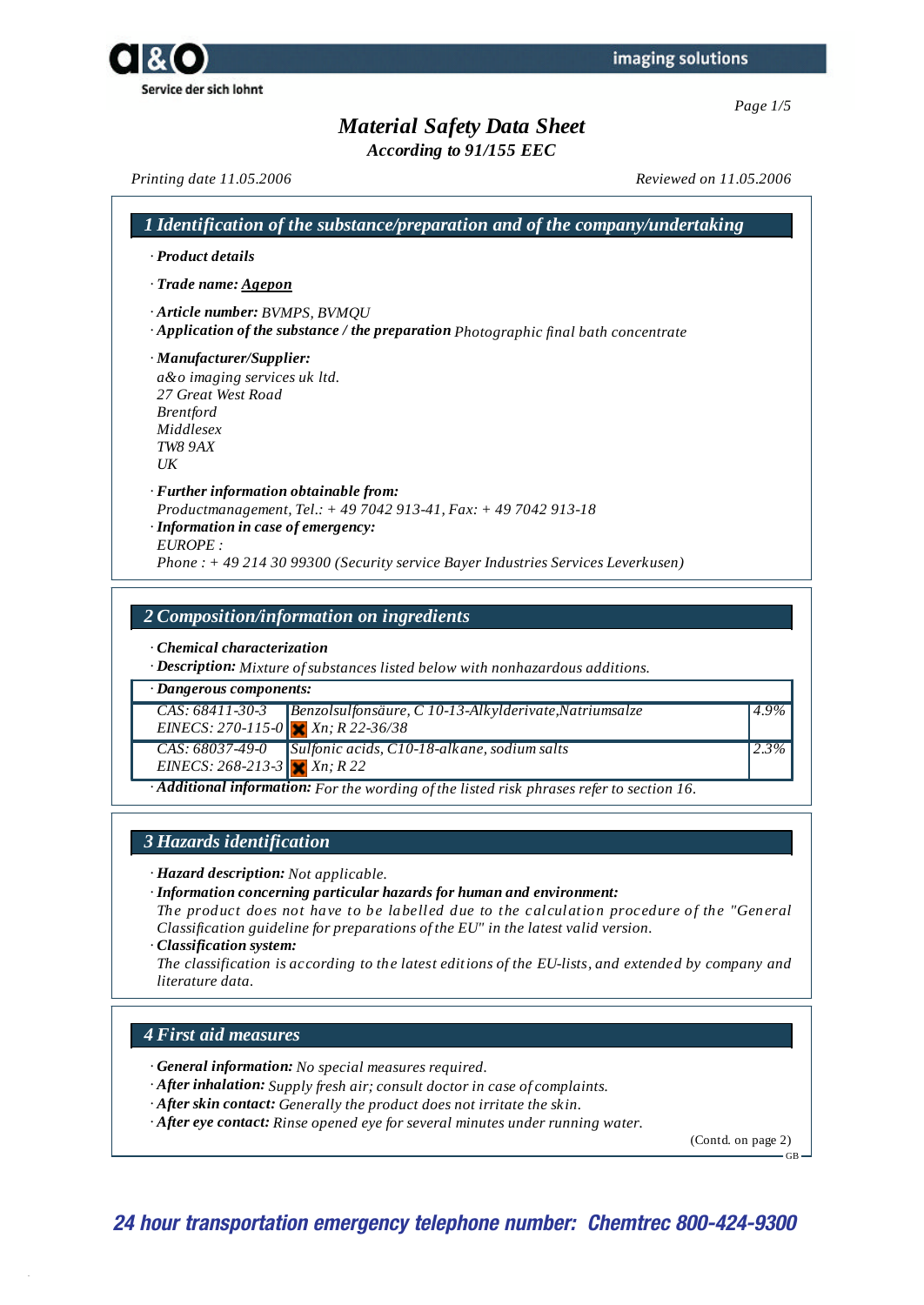# Material Safety Data Sheet

*According to 91/155 EEC*

*Printing date 11.05.2006* *Reviewed on 11.05.2006*

## 1 Identification of the substance/preparation and of the company/undertaking

· **Product details**

· **Trade name:** Agepon

· **Article number:** BVMPS, BVMQU

· **Application of the substance / the preparation** Photographic final bath concentrate

· **Manufacturer/Supplier:**
a&o imaging services uk ltd.
27 Great West Road
Brentford
Middlesex
TW8 9AX
UK

· **Further information obtainable from:**
Productmanagement, Tel.: + 49 7042 913-41, Fax: + 49 7042 913-18

· **Information in case of emergency:**
EUROPE :
Phone : + 49 214 30 99300 (Security service Bayer Industries Services Leverkusen)

## 2 Composition/information on ingredients

· **Chemical characterization**

· **Description:** Mixture of substances listed below with nonhazardous additions.

· **Dangerous components:**

| | | |
|---|---|---|
| CAS: 68411-30-3<br>EINECS: 270-115-0 | Benzolsulfonsäure, C 10-13-Alkylderivate,Natriumsalze<br>Xn; R 22-36/38 | 4.9% |
| CAS: 68037-49-0<br>EINECS: 268-213-3 | Sulfonic acids, C10-18-alkane, sodium salts<br>Xn; R 22 | 2.3% |

· **Additional information:** For the wording of the listed risk phrases refer to section 16.

## 3 Hazards identification

· **Hazard description:** Not applicable.

· **Information concerning particular hazards for human and environment:**
The product does not have to be labelled due to the calculation procedure of the "General Classification guideline for preparations of the EU" in the latest valid version.

· **Classification system:**
The classification is according to the latest editions of the EU-lists, and extended by company and literature data.

## 4 First aid measures

· **General information:** No special measures required.

· **After inhalation:** Supply fresh air; consult doctor in case of complaints.

· **After skin contact:** Generally the product does not irritate the skin.

· **After eye contact:** Rinse opened eye for several minutes under running water.

(Contd. on page 2)

**24 hour transportation emergency telephone number: Chemtrec 800-424-9300**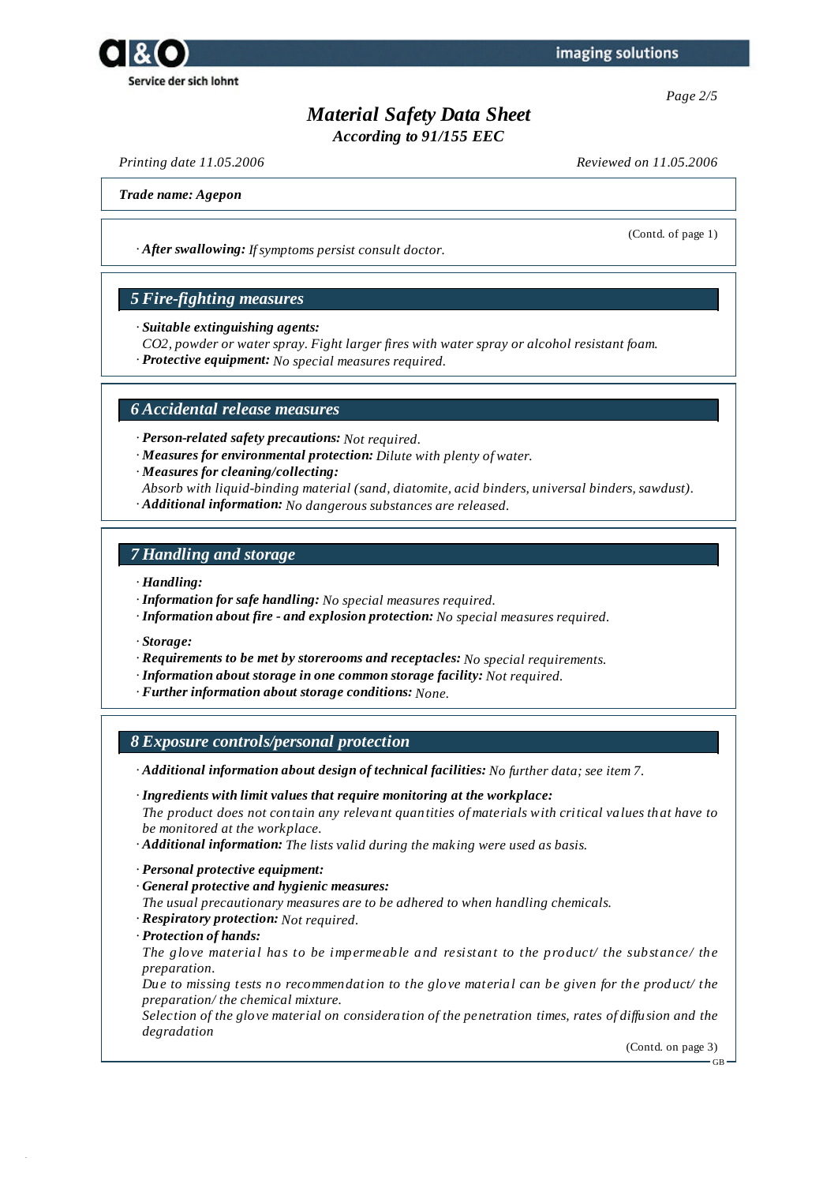# Material Safety Data Sheet

*According to 91/155 EEC*

*Printing date 11.05.2006* *Reviewed on 11.05.2006*

***Trade name: Agepon***

(Contd. of page 1)

· ***After swallowing:*** *If symptoms persist consult doctor.*

## 5 Fire-fighting measures

· ***Suitable extinguishing agents:***
*$CO_2$, powder or water spray. Fight larger fires with water spray or alcohol resistant foam.*
· ***Protective equipment:*** *No special measures required.*

## 6 Accidental release measures

· ***Person-related safety precautions:*** *Not required.*
· ***Measures for environmental protection:*** *Dilute with plenty of water.*
· ***Measures for cleaning/collecting:***
*Absorb with liquid-binding material (sand, diatomite, acid binders, universal binders, sawdust).*
· ***Additional information:*** *No dangerous substances are released.*

## 7 Handling and storage

· ***Handling:***
· ***Information for safe handling:*** *No special measures required.*
· ***Information about fire - and explosion protection:*** *No special measures required.*

· ***Storage:***
· ***Requirements to be met by storerooms and receptacles:*** *No special requirements.*
· ***Information about storage in one common storage facility:*** *Not required.*
· ***Further information about storage conditions:*** *None.*

## 8 Exposure controls/personal protection

· ***Additional information about design of technical facilities:*** *No further data; see item 7.*

· ***Ingredients with limit values that require monitoring at the workplace:***
*The product does not contain any relevant quantities of materials with critical values that have to be monitored at the workplace.*
· ***Additional information:*** *The lists valid during the making were used as basis.*

· ***Personal protective equipment:***
· ***General protective and hygienic measures:***
*The usual precautionary measures are to be adhered to when handling chemicals.*
· ***Respiratory protection:*** *Not required.*
· ***Protection of hands:***
*The glove material has to be impermeable and resistant to the product/ the substance/ the preparation.*
*Due to missing tests no recommendation to the glove material can be given for the product/ the preparation/ the chemical mixture.*
*Selection of the glove material on consideration of the penetration times, rates of diffusion and the degradation*

(Contd. on page 3)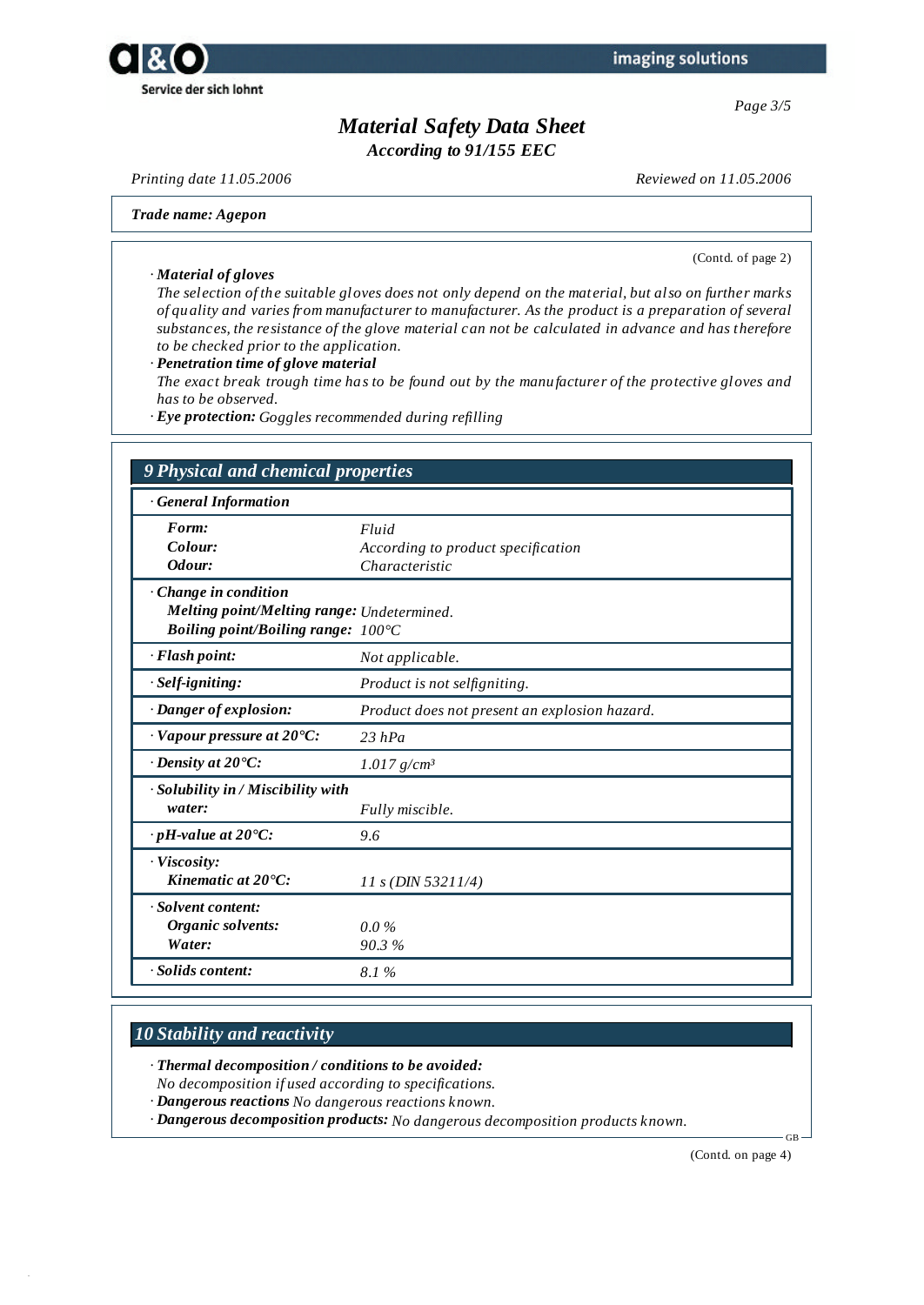# Material Safety Data Sheet
*According to 91/155 EEC*

*Printing date 11.05.2006* *Reviewed on 11.05.2006*

***Trade name: Agepon***

(Contd. of page 2)

· ***Material of gloves***
*The selection of the suitable gloves does not only depend on the material, but also on further marks of quality and varies from manufacturer to manufacturer. As the product is a preparation of several substances, the resistance of the glove material can not be calculated in advance and has therefore to be checked prior to the application.*

· ***Penetration time of glove material***
*The exact break trough time has to be found out by the manufacturer of the protective gloves and has to be observed.*

· ***Eye protection:*** *Goggles recommended during refilling*

## 9 Physical and chemical properties

| | |
|---|---|
| **· General Information** | |
| **Form:** | Fluid |
| **Colour:** | According to product specification |
| **Odour:** | Characteristic |
| **· Change in condition** | |
| **Melting point/Melting range:** | Undetermined. |
| **Boiling point/Boiling range:** | 100°C |
| **· Flash point:** | Not applicable. |
| **· Self-igniting:** | Product is not selfigniting. |
| **· Danger of explosion:** | Product does not present an explosion hazard. |
| **· Vapour pressure at 20°C:** | 23 hPa |
| **· Density at 20°C:** | 1.017 g/cm³ |
| **· Solubility in / Miscibility with water:** | Fully miscible. |
| **· pH-value at 20°C:** | 9.6 |
| **· Viscosity:** | |
| **Kinematic at 20°C:** | 11 s (DIN 53211/4) |
| **· Solvent content:** | |
| **Organic solvents:** | 0.0 % |
| **Water:** | 90.3 % |
| **· Solids content:** | 8.1 % |

## 10 Stability and reactivity

· ***Thermal decomposition / conditions to be avoided:***
*No decomposition if used according to specifications.*

· ***Dangerous reactions*** *No dangerous reactions known.*

· ***Dangerous decomposition products:*** *No dangerous decomposition products known.*

(Contd. on page 4)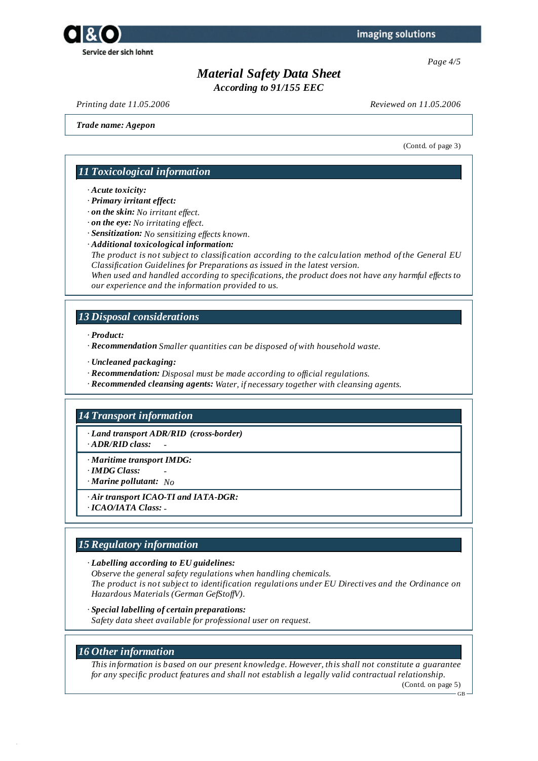# Material Safety Data Sheet

*According to 91/155 EEC*

*Printing date 11.05.2006* *Reviewed on 11.05.2006*

**Trade name: Agepon**

(Contd. of page 3)

## 11 Toxicological information

· ***Acute toxicity:***
· ***Primary irritant effect:***
· ***on the skin:*** *No irritant effect.*
· ***on the eye:*** *No irritating effect.*
· ***Sensitization:*** *No sensitizing effects known.*
· ***Additional toxicological information:***
*The product is not subject to classification according to the calculation method of the General EU Classification Guidelines for Preparations as issued in the latest version.*
*When used and handled according to specifications, the product does not have any harmful effects to our experience and the information provided to us.*

## 13 Disposal considerations

· ***Product:***
· ***Recommendation*** *Smaller quantities can be disposed of with household waste.*

· ***Uncleaned packaging:***
· ***Recommendation:*** *Disposal must be made according to official regulations.*
· ***Recommended cleansing agents:*** *Water, if necessary together with cleansing agents.*

## 14 Transport information

· ***Land transport ADR/RID (cross-border)***
· ***ADR/RID class:*** -

· ***Maritime transport IMDG:***
· ***IMDG Class:*** -
· ***Marine pollutant:*** *No*

· ***Air transport ICAO-TI and IATA-DGR:***
· ***ICAO/IATA Class:*** -

## 15 Regulatory information

· ***Labelling according to EU guidelines:***
*Observe the general safety regulations when handling chemicals.*
*The product is not subject to identification regulations under EU Directives and the Ordinance on Hazardous Materials (German GefStoffV).*

· ***Special labelling of certain preparations:***
*Safety data sheet available for professional user on request.*

## 16 Other information

*This information is based on our present knowledge. However, this shall not constitute a guarantee for any specific product features and shall not establish a legally valid contractual relationship.*

(Contd. on page 5)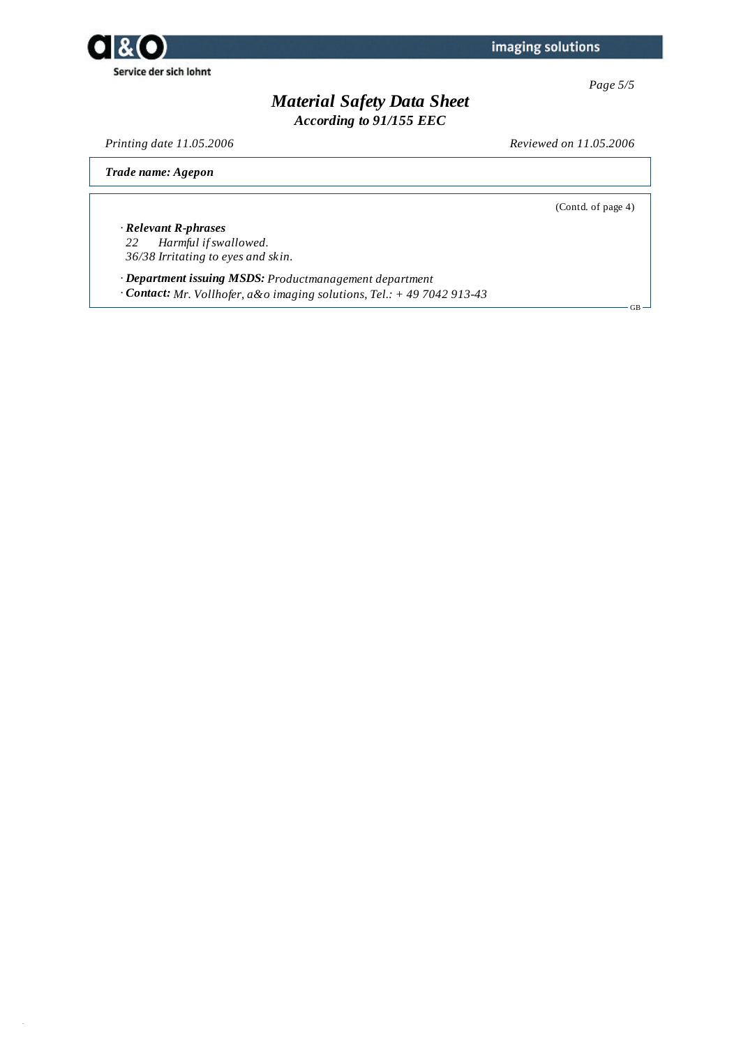# *Material Safety Data Sheet*

***According to 91/155 EEC***

*Printing date 11.05.2006* *Reviewed on 11.05.2006*

***Trade name: Agepon***

(Contd. of page 4)

· ***Relevant R-phrases***
*22 Harmful if swallowed.*
*36/38 Irritating to eyes and skin.*

· ***Department issuing MSDS:*** *Productmanagement department*
· **Contact:** *Mr. Vollhofer, a&o imaging solutions, Tel.: + 49 7042 913-43*

GB